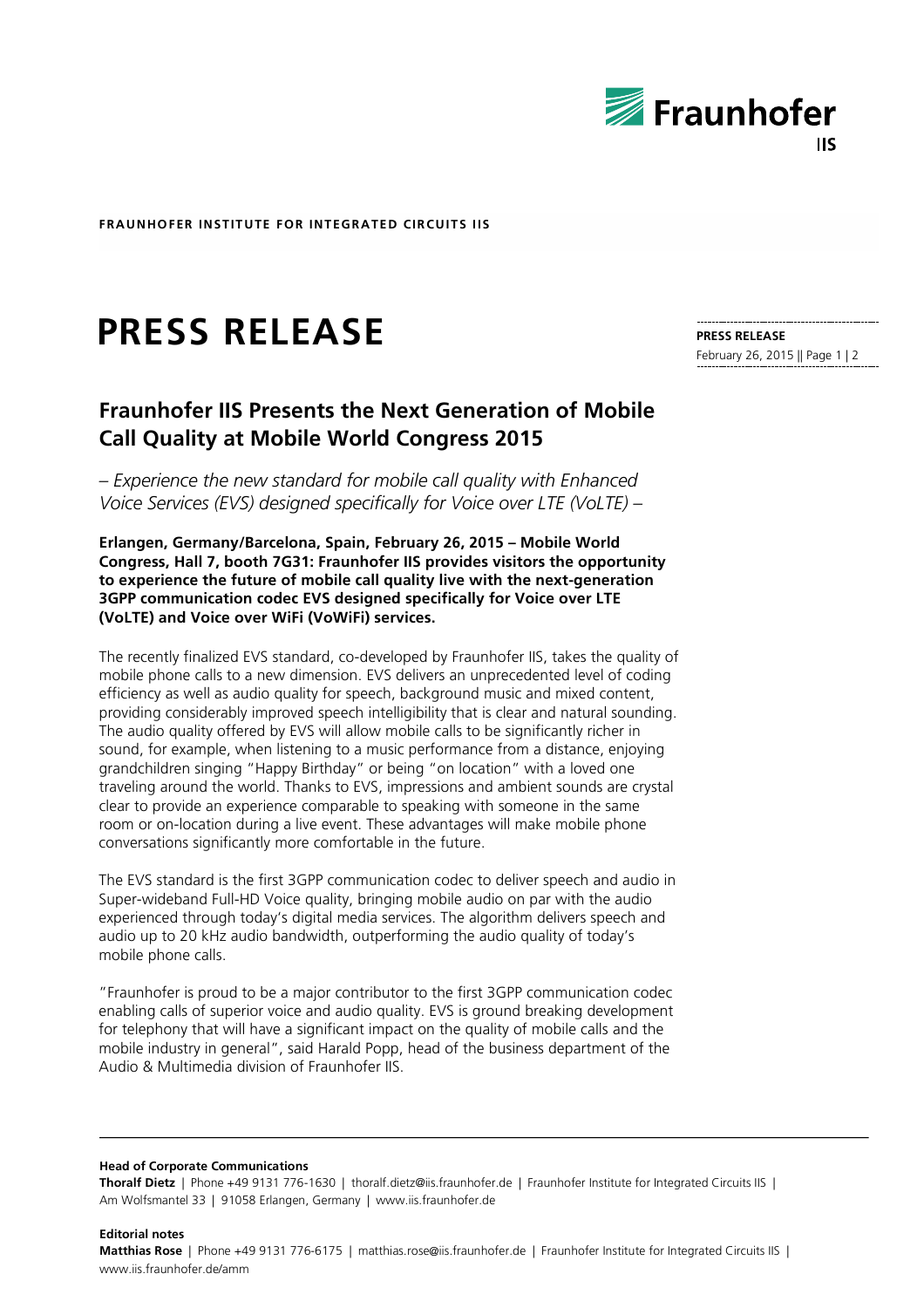**FRAUNHOFER INSTITUTE FOR INTEGRATED CIRCUITS IIS**

# PRESS RELEASE

**PRESS RELEASE**
February 26, 2015

## Fraunhofer IIS Presents the Next Generation of Mobile Call Quality at Mobile World Congress 2015

*– Experience the new standard for mobile call quality with Enhanced Voice Services (EVS) designed specifically for Voice over LTE (VoLTE) –*

**Erlangen, Germany/Barcelona, Spain, February 26, 2015 – Mobile World Congress, Hall 7, booth 7G31: Fraunhofer IIS provides visitors the opportunity to experience the future of mobile call quality live with the next-generation 3GPP communication codec EVS designed specifically for Voice over LTE (VoLTE) and Voice over WiFi (VoWiFi) services.**

The recently finalized EVS standard, co-developed by Fraunhofer IIS, takes the quality of mobile phone calls to a new dimension. EVS delivers an unprecedented level of coding efficiency as well as audio quality for speech, background music and mixed content, providing considerably improved speech intelligibility that is clear and natural sounding. The audio quality offered by EVS will allow mobile calls to be significantly richer in sound, for example, when listening to a music performance from a distance, enjoying grandchildren singing "Happy Birthday" or being "on location" with a loved one traveling around the world. Thanks to EVS, impressions and ambient sounds are crystal clear to provide an experience comparable to speaking with someone in the same room or on-location during a live event. These advantages will make mobile phone conversations significantly more comfortable in the future.

The EVS standard is the first 3GPP communication codec to deliver speech and audio in Super-wideband Full-HD Voice quality, bringing mobile audio on par with the audio experienced through today's digital media services. The algorithm delivers speech and audio up to 20 kHz audio bandwidth, outperforming the audio quality of today's mobile phone calls.

"Fraunhofer is proud to be a major contributor to the first 3GPP communication codec enabling calls of superior voice and audio quality. EVS is ground breaking development for telephony that will have a significant impact on the quality of mobile calls and the mobile industry in general", said Harald Popp, head of the business department of the Audio & Multimedia division of Fraunhofer IIS.

---

**Head of Corporate Communications**
**Thoralf Dietz** | Phone +49 9131 776-1630 | thoralf.dietz@iis.fraunhofer.de | Fraunhofer Institute for Integrated Circuits IIS | Am Wolfsmantel 33 | 91058 Erlangen, Germany | www.iis.fraunhofer.de

**Editorial notes**
**Matthias Rose** | Phone +49 9131 776-6175 | matthias.rose@iis.fraunhofer.de | Fraunhofer Institute for Integrated Circuits IIS | www.iis.fraunhofer.de/amm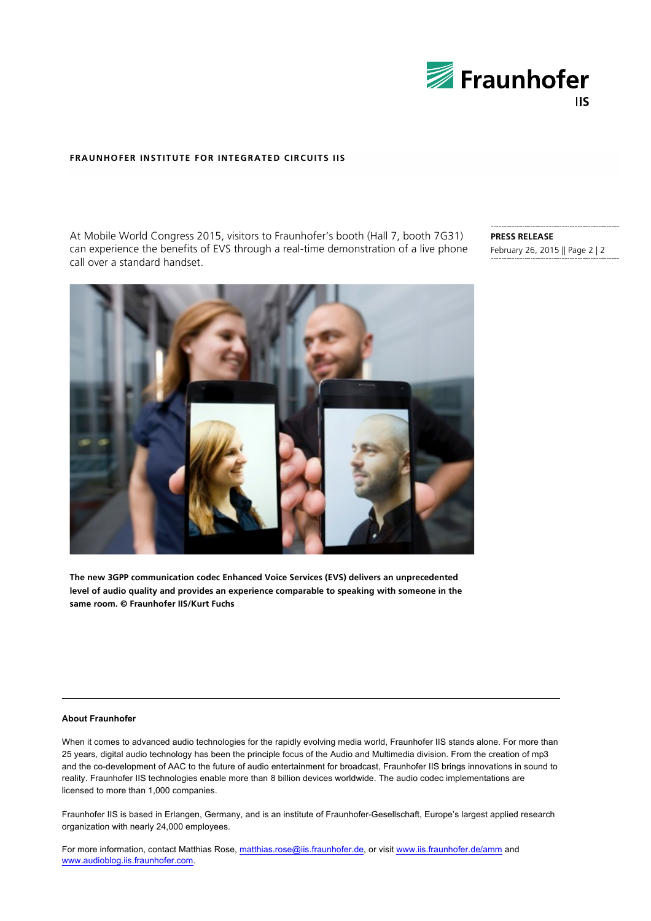At Mobile World Congress 2015, visitors to Fraunhofer's booth (Hall 7, booth 7G31) can experience the benefits of EVS through a real-time demonstration of a live phone call over a standard handset.

**The new 3GPP communication codec Enhanced Voice Services (EVS) delivers an unprecedented level of audio quality and provides an experience comparable to speaking with someone in the same room. © Fraunhofer IIS/Kurt Fuchs**

---

**About Fraunhofer**

When it comes to advanced audio technologies for the rapidly evolving media world, Fraunhofer IIS stands alone. For more than 25 years, digital audio technology has been the principle focus of the Audio and Multimedia division. From the creation of mp3 and the co-development of AAC to the future of audio entertainment for broadcast, Fraunhofer IIS brings innovations in sound to reality. Fraunhofer IIS technologies enable more than 8 billion devices worldwide. The audio codec implementations are licensed to more than 1,000 companies.

Fraunhofer IIS is based in Erlangen, Germany, and is an institute of Fraunhofer-Gesellschaft, Europe's largest applied research organization with nearly 24,000 employees.

For more information, contact Matthias Rose, matthias.rose@iis.fraunhofer.de, or visit www.iis.fraunhofer.de/amm and www.audioblog.iis.fraunhofer.com.